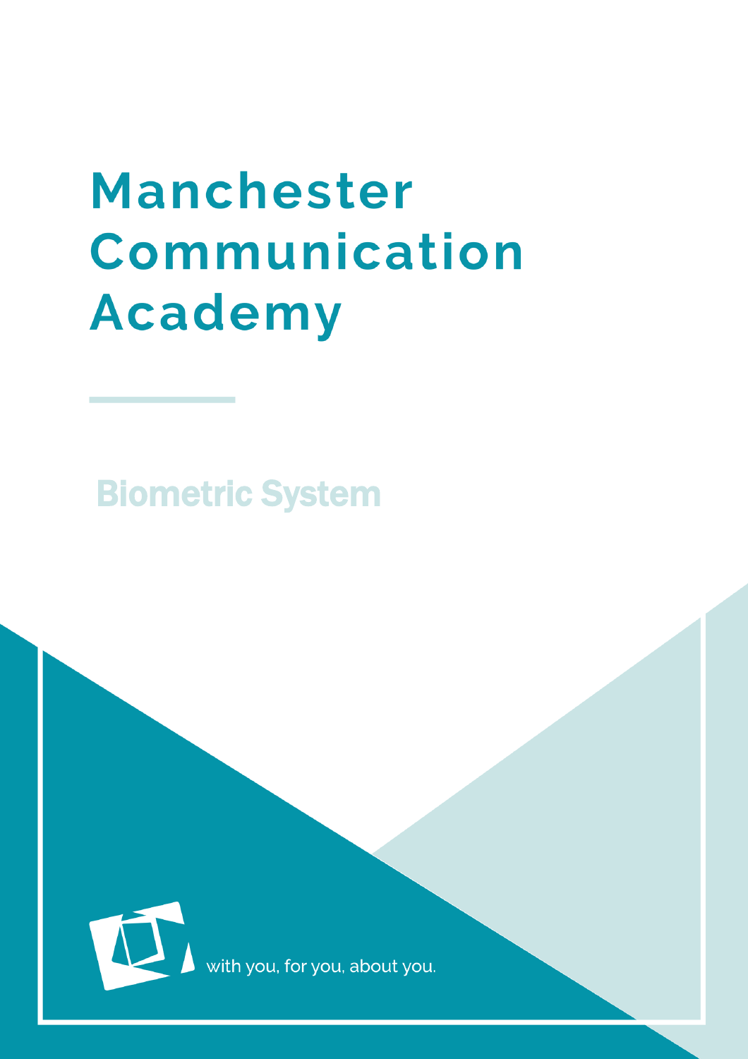# Manchester Communication Academy

## Biometric System

with you, for you, about you.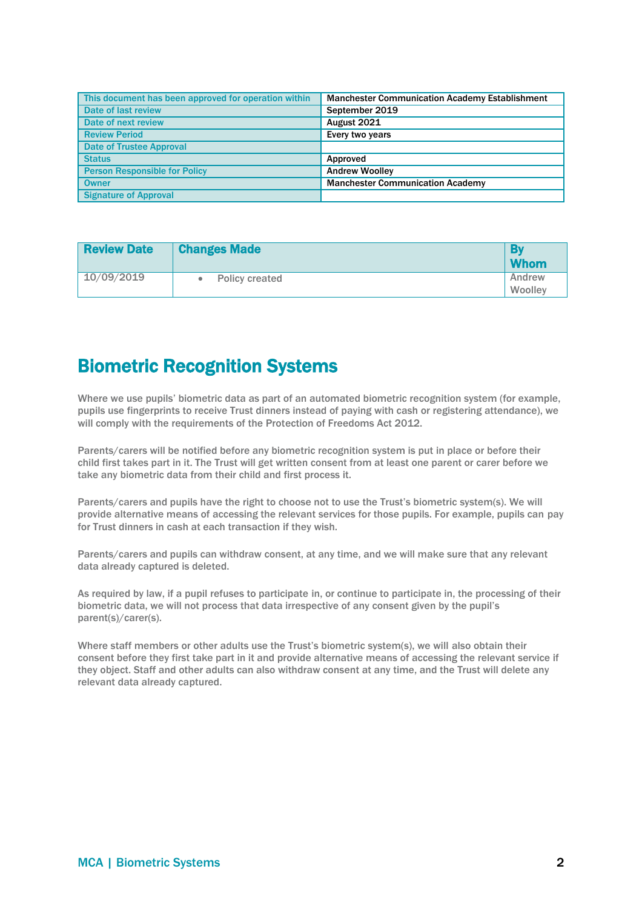| | |
|---|---|
| This document has been approved for operation within | Manchester Communication Academy Establishment |
| Date of last review | September 2019 |
| Date of next review | August 2021 |
| Review Period | Every two years |
| Date of Trustee Approval | |
| Status | Approved |
| Person Responsible for Policy | Andrew Woolley |
| Owner | Manchester Communication Academy |
| Signature of Approval | |

| Review Date | Changes Made | By Whom |
|---|---|---|
| 10/09/2019 | • Policy created | Andrew Woolley |

# Biometric Recognition Systems

Where we use pupils' biometric data as part of an automated biometric recognition system (for example, pupils use fingerprints to receive Trust dinners instead of paying with cash or registering attendance), we will comply with the requirements of the Protection of Freedoms Act 2012.

Parents/carers will be notified before any biometric recognition system is put in place or before their child first takes part in it. The Trust will get written consent from at least one parent or carer before we take any biometric data from their child and first process it.

Parents/carers and pupils have the right to choose not to use the Trust's biometric system(s). We will provide alternative means of accessing the relevant services for those pupils. For example, pupils can pay for Trust dinners in cash at each transaction if they wish.

Parents/carers and pupils can withdraw consent, at any time, and we will make sure that any relevant data already captured is deleted.

As required by law, if a pupil refuses to participate in, or continue to participate in, the processing of their biometric data, we will not process that data irrespective of any consent given by the pupil's parent(s)/carer(s).

Where staff members or other adults use the Trust's biometric system(s), we will also obtain their consent before they first take part in it and provide alternative means of accessing the relevant service if they object. Staff and other adults can also withdraw consent at any time, and the Trust will delete any relevant data already captured.